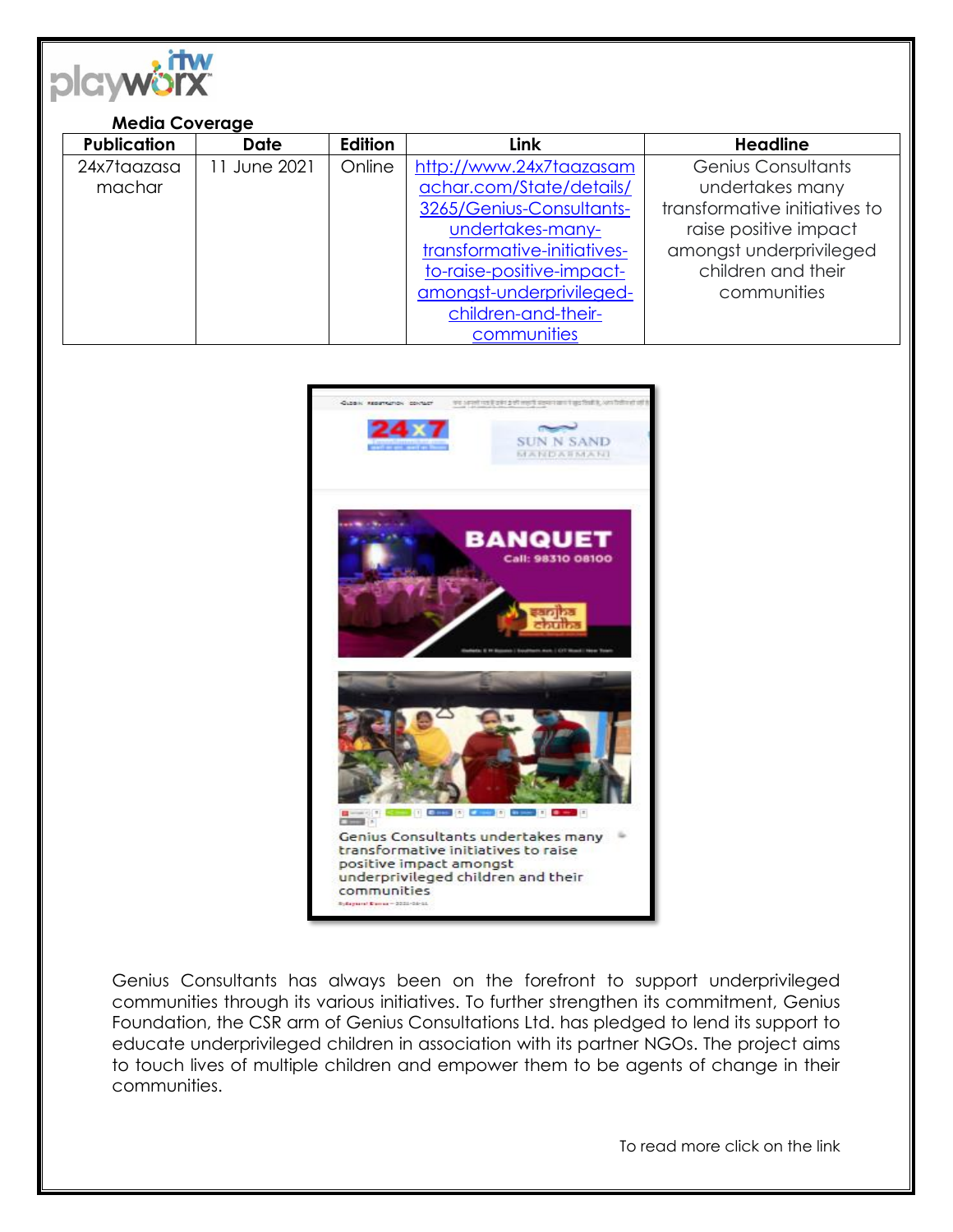**Media Coverage**

| Publication | Date | Edition | Link | Headline |
|---|---|---|---|---|
| 24x7taazasamachar | 11 June 2021 | Online | http://www.24x7taazasamachar.com/State/details/3265/Genius-Consultants-undertakes-many-transformative-initiatives-to-raise-positive-impact-amongst-underprivileged-children-and-their-communities | Genius Consultants undertakes many transformative initiatives to raise positive impact amongst underprivileged children and their communities |

Genius Consultants has always been on the forefront to support underprivileged communities through its various initiatives. To further strengthen its commitment, Genius Foundation, the CSR arm of Genius Consultations Ltd. has pledged to lend its support to educate underprivileged children in association with its partner NGOs. The project aims to touch lives of multiple children and empower them to be agents of change in their communities.

To read more click on the link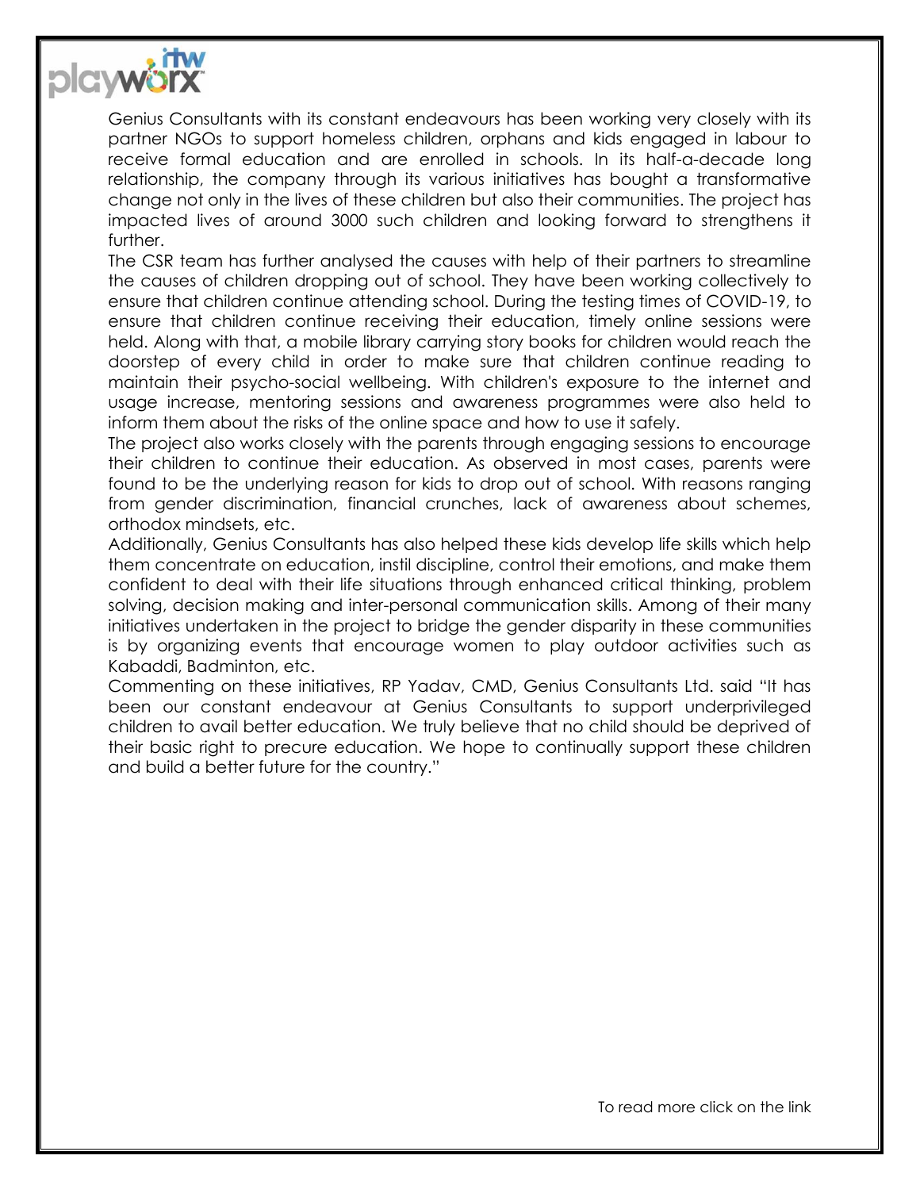Genius Consultants with its constant endeavours has been working very closely with its partner NGOs to support homeless children, orphans and kids engaged in labour to receive formal education and are enrolled in schools. In its half-a-decade long relationship, the company through its various initiatives has bought a transformative change not only in the lives of these children but also their communities. The project has impacted lives of around 3000 such children and looking forward to strengthens it further.

The CSR team has further analysed the causes with help of their partners to streamline the causes of children dropping out of school. They have been working collectively to ensure that children continue attending school. During the testing times of COVID-19, to ensure that children continue receiving their education, timely online sessions were held. Along with that, a mobile library carrying story books for children would reach the doorstep of every child in order to make sure that children continue reading to maintain their psycho-social wellbeing. With children's exposure to the internet and usage increase, mentoring sessions and awareness programmes were also held to inform them about the risks of the online space and how to use it safely.

The project also works closely with the parents through engaging sessions to encourage their children to continue their education. As observed in most cases, parents were found to be the underlying reason for kids to drop out of school. With reasons ranging from gender discrimination, financial crunches, lack of awareness about schemes, orthodox mindsets, etc.

Additionally, Genius Consultants has also helped these kids develop life skills which help them concentrate on education, instil discipline, control their emotions, and make them confident to deal with their life situations through enhanced critical thinking, problem solving, decision making and inter-personal communication skills. Among of their many initiatives undertaken in the project to bridge the gender disparity in these communities is by organizing events that encourage women to play outdoor activities such as Kabaddi, Badminton, etc.

Commenting on these initiatives, RP Yadav, CMD, Genius Consultants Ltd. said "It has been our constant endeavour at Genius Consultants to support underprivileged children to avail better education. We truly believe that no child should be deprived of their basic right to precure education. We hope to continually support these children and build a better future for the country."

To read more click on the link